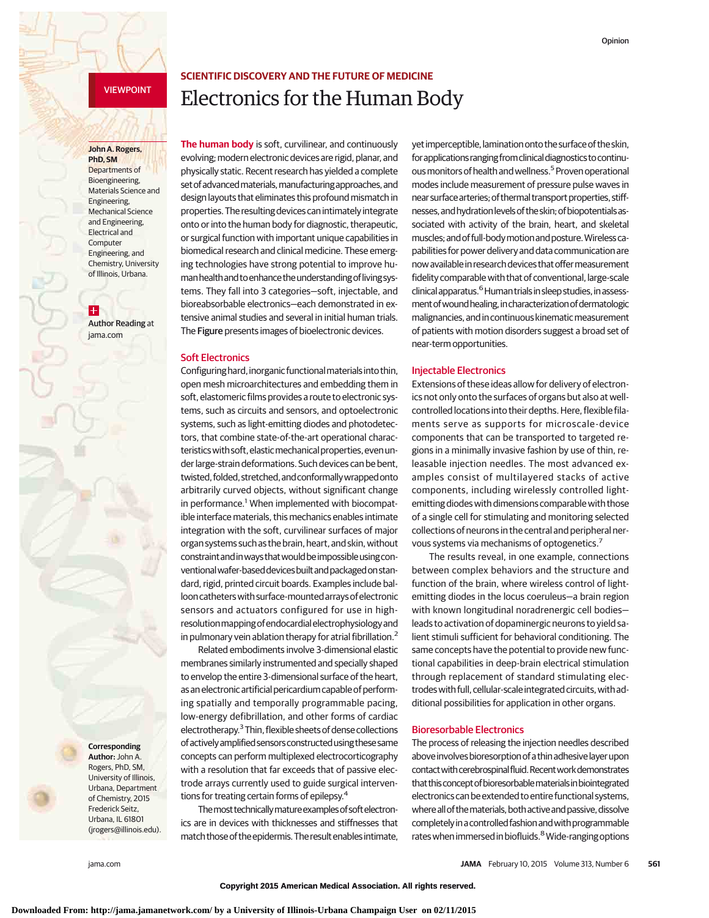VIEWPOINT

## SCIENTIFIC DISCOVERY AND THE FUTURE OF MEDICINE

# Electronics for the Human Body

**John A. Rogers, PhD, SM**
Departments of Bioengineering, Materials Science and Engineering, Mechanical Science and Engineering, Electrical and Computer Engineering, and Chemistry, University of Illinois, Urbana.

**Author Reading** at jama.com

**Corresponding Author:** John A. Rogers, PhD, SM, University of Illinois, Urbana, Department of Chemistry, 2015 Frederick Seitz, Urbana, IL 61801 (jrogers@illinois.edu).

**The human body** is soft, curvilinear, and continuously evolving; modern electronic devices are rigid, planar, and physically static. Recent research has yielded a complete set of advanced materials, manufacturing approaches, and design layouts that eliminates this profound mismatch in properties. The resulting devices can intimately integrate onto or into the human body for diagnostic, therapeutic, or surgical function with important unique capabilities in biomedical research and clinical medicine. These emerging technologies have strong potential to improve human health and to enhance the understanding of living systems. They fall into 3 categories—soft, injectable, and bioreabsorbable electronics—each demonstrated in extensive animal studies and several in initial human trials. The **Figure** presents images of bioelectronic devices.

## Soft Electronics

Configuring hard, inorganic functional materials into thin, open mesh microarchitectures and embedding them in soft, elastomeric films provides a route to electronic systems, such as circuits and sensors, and optoelectronic systems, such as light-emitting diodes and photodetectors, that combine state-of-the-art operational characteristics with soft, elastic mechanical properties, even under large-strain deformations. Such devices can be bent, twisted, folded, stretched, and conformally wrapped onto arbitrarily curved objects, without significant change in performance.[1] When implemented with biocompatible interface materials, this mechanics enables intimate integration with the soft, curvilinear surfaces of major organ systems such as the brain, heart, and skin, without constraint and in ways that would be impossible using conventional wafer-based devices built and packaged on standard, rigid, printed circuit boards. Examples include balloon catheters with surface-mounted arrays of electronic sensors and actuators configured for use in high-resolution mapping of endocardial electrophysiology and in pulmonary vein ablation therapy for atrial fibrillation.[2]

Related embodiments involve 3-dimensional elastic membranes similarly instrumented and specially shaped to envelop the entire 3-dimensional surface of the heart, as an electronic artificial pericardium capable of performing spatially and temporally programmable pacing, low-energy defibrillation, and other forms of cardiac electrotherapy.[3] Thin, flexible sheets of dense collections of actively amplified sensors constructed using these same concepts can perform multiplexed electrocorticography with a resolution that far exceeds that of passive electrode arrays currently used to guide surgical interventions for treating certain forms of epilepsy.[4]

The most technically mature examples of soft electronics are in devices with thicknesses and stiffnesses that match those of the epidermis. The result enables intimate, yet imperceptible, lamination onto the surface of the skin, for applications ranging from clinical diagnostics to continuous monitors of health and wellness.[5] Proven operational modes include measurement of pressure pulse waves in near surface arteries; of thermal transport properties, stiffnesses, and hydration levels of the skin; of biopotentials associated with activity of the brain, heart, and skeletal muscles; and of full-body motion and posture. Wireless capabilities for power delivery and data communication are now available in research devices that offer measurement fidelity comparable with that of conventional, large-scale clinical apparatus.[6] Human trials in sleep studies, in assessment of wound healing, in characterization of dermatologic malignancies, and in continuous kinematic measurement of patients with motion disorders suggest a broad set of near-term opportunities.

## Injectable Electronics

Extensions of these ideas allow for delivery of electronics not only onto the surfaces of organs but also at well-controlled locations into their depths. Here, flexible filaments serve as supports for microscale-device components that can be transported to targeted regions in a minimally invasive fashion by use of thin, releasable injection needles. The most advanced examples consist of multilayered stacks of active components, including wirelessly controlled light-emitting diodes with dimensions comparable with those of a single cell for stimulating and monitoring selected collections of neurons in the central and peripheral nervous systems via mechanisms of optogenetics.[7]

The results reveal, in one example, connections between complex behaviors and the structure and function of the brain, where wireless control of light-emitting diodes in the locus coeruleus—a brain region with known longitudinal noradrenergic cell bodies—leads to activation of dopaminergic neurons to yield salient stimuli sufficient for behavioral conditioning. The same concepts have the potential to provide new functional capabilities in deep-brain electrical stimulation through replacement of standard stimulating electrodes with full, cellular-scale integrated circuits, with additional possibilities for application in other organs.

## Bioresorbable Electronics

The process of releasing the injection needles described above involves bioresorption of a thin adhesive layer upon contact with cerebrospinal fluid. Recent work demonstrates that this concept of bioresorbable materials in biointegrated electronics can be extended to entire functional systems, where all of the materials, both active and passive, dissolve completely in a controlled fashion and with programmable rates when immersed in biofluids.[8] Wide-ranging options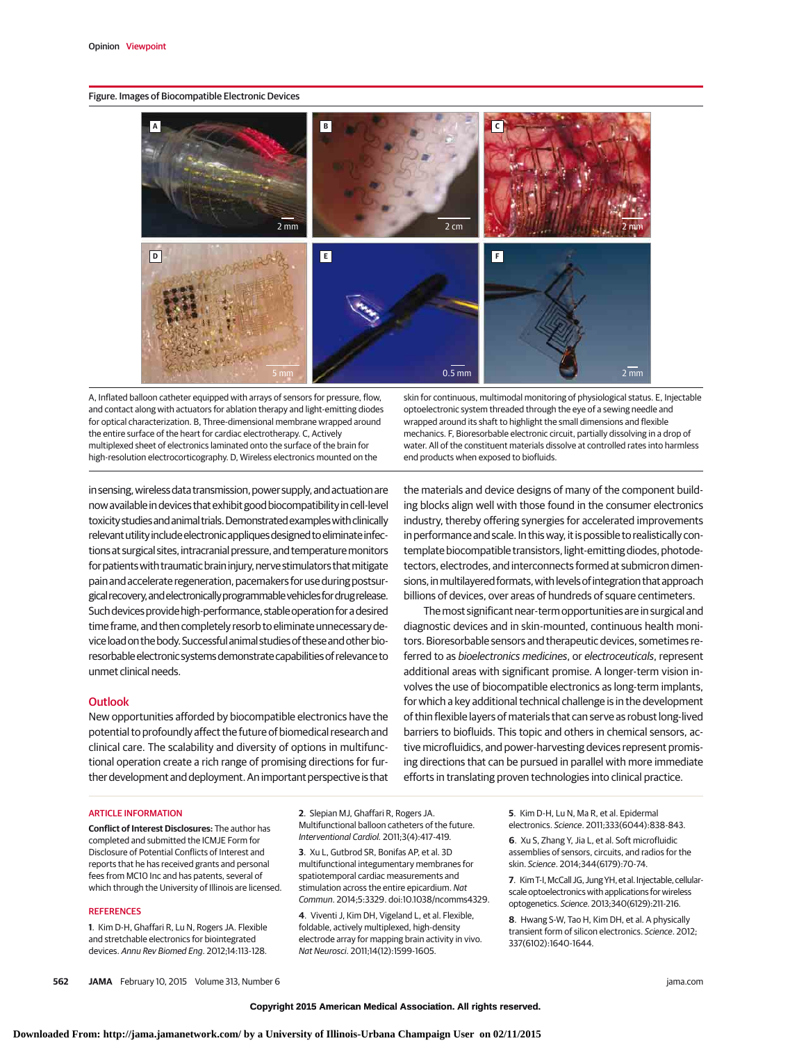Figure. Images of Biocompatible Electronic Devices

A
2 mm

B
2 cm

C
2 mm

D
5 mm

E
0.5 mm

F
2 mm

A, Inflated balloon catheter equipped with arrays of sensors for pressure, flow, and contact along with actuators for ablation therapy and light-emitting diodes for optical characterization. B, Three-dimensional membrane wrapped around the entire surface of the heart for cardiac electrotherapy. C, Actively multiplexed sheet of electronics laminated onto the surface of the brain for high-resolution electrocorticography. D, Wireless electronics mounted on the skin for continuous, multimodal monitoring of physiological status. E, Injectable optoelectronic system threaded through the eye of a sewing needle and wrapped around its shaft to highlight the small dimensions and flexible mechanics. F, Bioresorbable electronic circuit, partially dissolving in a drop of water. All of the constituent materials dissolve at controlled rates into harmless end products when exposed to biofluids.

in sensing, wireless data transmission, power supply, and actuation are now available in devices that exhibit good biocompatibility in cell-level toxicity studies and animal trials. Demonstrated examples with clinically relevant utility include electronic appliques designed to eliminate infections at surgical sites, intracranial pressure, and temperature monitors for patients with traumatic brain injury, nerve stimulators that mitigate pain and accelerate regeneration, pacemakers for use during postsurgical recovery, and electronically programmable vehicles for drug release. Such devices provide high-performance, stable operation for a desired time frame, and then completely resorb to eliminate unnecessary device load on the body. Successful animal studies of these and other bioresorbable electronic systems demonstrate capabilities of relevance to unmet clinical needs.

## Outlook

New opportunities afforded by biocompatible electronics have the potential to profoundly affect the future of biomedical research and clinical care. The scalability and diversity of options in multifunctional operation create a rich range of promising directions for further development and deployment. An important perspective is that the materials and device designs of many of the component building blocks align well with those found in the consumer electronics industry, thereby offering synergies for accelerated improvements in performance and scale. In this way, it is possible to realistically contemplate biocompatible transistors, light-emitting diodes, photodetectors, electrodes, and interconnects formed at submicron dimensions, in multilayered formats, with levels of integration that approach billions of devices, over areas of hundreds of square centimeters.

The most significant near-term opportunities are in surgical and diagnostic devices and in skin-mounted, continuous health monitors. Bioresorbable sensors and therapeutic devices, sometimes referred to as *bioelectronics medicines*, or *electroceuticals*, represent additional areas with significant promise. A longer-term vision involves the use of biocompatible electronics as long-term implants, for which a key additional technical challenge is in the development of thin flexible layers of materials that can serve as robust long-lived barriers to biofluids. This topic and others in chemical sensors, active microfluidics, and power-harvesting devices represent promising directions that can be pursued in parallel with more immediate efforts in translating proven technologies into clinical practice.

## ARTICLE INFORMATION

**Conflict of Interest Disclosures:** The author has completed and submitted the ICMJE Form for Disclosure of Potential Conflicts of Interest and reports that he has received grants and personal fees from MC10 Inc and has patents, several of which through the University of Illinois are licensed.

## REFERENCES

1. Kim D-H, Ghaffari R, Lu N, Rogers JA. Flexible and stretchable electronics for biointegrated devices. *Annu Rev Biomed Eng*. 2012;14:113-128.

2. Slepian MJ, Ghaffari R, Rogers JA. Multifunctional balloon catheters of the future. *Interventional Cardiol*. 2011;3(4):417-419.

3. Xu L, Gutbrod SR, Bonifas AP, et al. 3D multifunctional integumentary membranes for spatiotemporal cardiac measurements and stimulation across the entire epicardium. *Nat Commun*. 2014;5:3329. doi:10.1038/ncomms4329.

4. Viventi J, Kim DH, Vigeland L, et al. Flexible, foldable, actively multiplexed, high-density electrode array for mapping brain activity in vivo. *Nat Neurosci*. 2011;14(12):1599-1605.

5. Kim D-H, Lu N, Ma R, et al. Epidermal electronics. *Science*. 2011;333(6044):838-843.

6. Xu S, Zhang Y, Jia L, et al. Soft microfluidic assemblies of sensors, circuits, and radios for the skin. *Science*. 2014;344(6179):70-74.

7. Kim T-I, McCall JG, Jung YH, et al. Injectable, cellular-scale optoelectronics with applications for wireless optogenetics. *Science*. 2013;340(6129):211-216.

8. Hwang S-W, Tao H, Kim DH, et al. A physically transient form of silicon electronics. *Science*. 2012;337(6102):1640-1644.